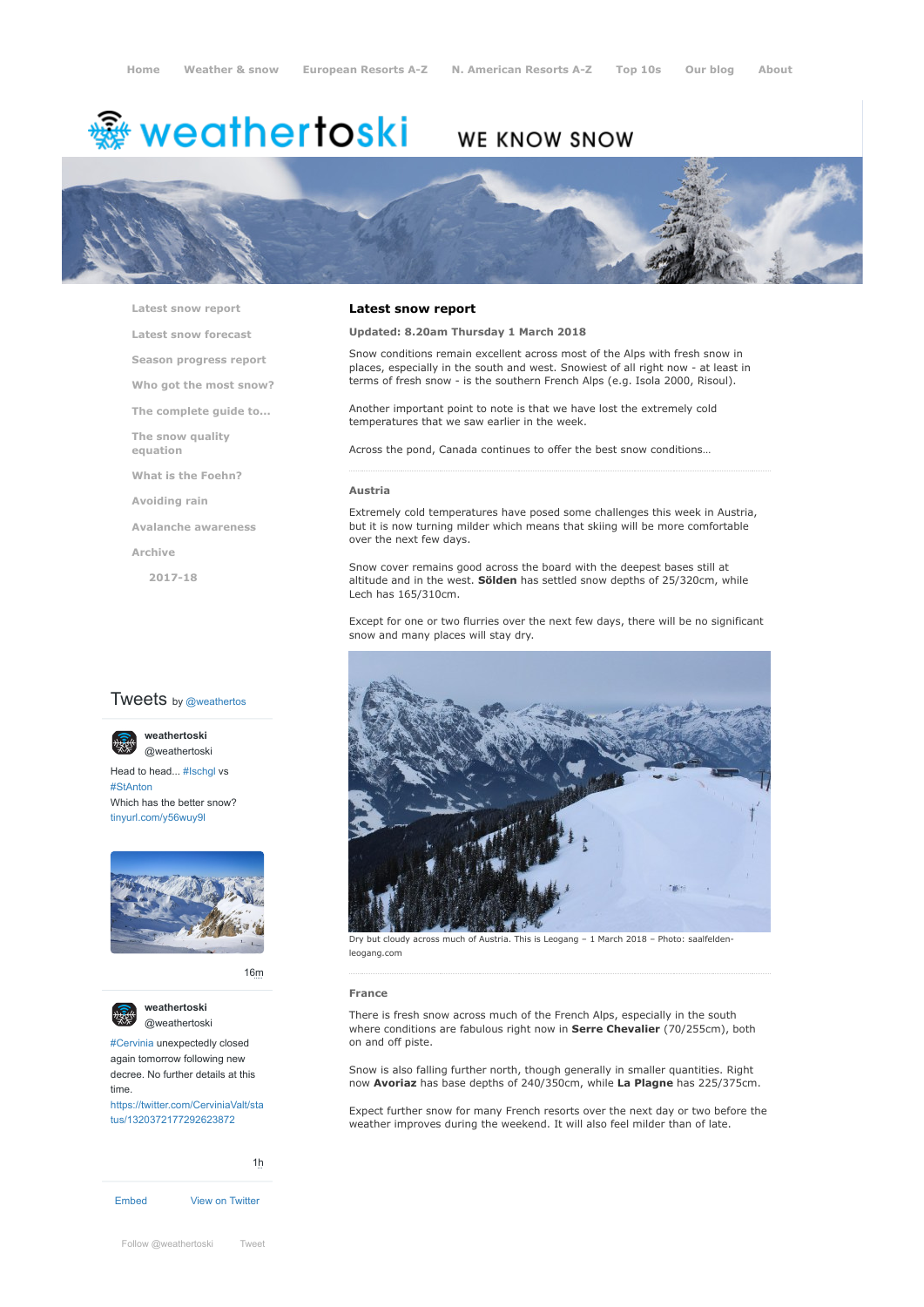Home | Weather & snow | European Resorts A-Z | N. American Resorts A-Z | Top 10s | Our blog | About

# weathertoski

WE KNOW SNOW

- Latest snow report
- Latest snow forecast
- Season progress report
- Who got the most snow?
- The complete guide to...
- The snow quality equation
- What is the Foehn?
- Avoiding rain
- Avalanche awareness
- Archive
  - 2017-18

## Latest snow report

**Updated: 8.20am Thursday 1 March 2018**

Snow conditions remain excellent across most of the Alps with fresh snow in places, especially in the south and west. Snowiest of all right now - at least in terms of fresh snow - is the southern French Alps (e.g. Isola 2000, Risoul).

Another important point to note is that we have lost the extremely cold temperatures that we saw earlier in the week.

Across the pond, Canada continues to offer the best snow conditions…

### Austria

Extremely cold temperatures have posed some challenges this week in Austria, but it is now turning milder which means that skiing will be more comfortable over the next few days.

Snow cover remains good across the board with the deepest bases still at altitude and in the west. **Sölden** has settled snow depths of 25/320cm, while Lech has 165/310cm.

Except for one or two flurries over the next few days, there will be no significant snow and many places will stay dry.

Dry but cloudy across much of Austria. This is Leogang – 1 March 2018 – Photo: saalfelden-leogang.com

### France

There is fresh snow across much of the French Alps, especially in the south where conditions are fabulous right now in **Serre Chevalier** (70/255cm), both on and off piste.

Snow is also falling further north, though generally in smaller quantities. Right now **Avoriaz** has base depths of 240/350cm, while **La Plagne** has 225/375cm.

Expect further snow for many French resorts over the next day or two before the weather improves during the weekend. It will also feel milder than of late.

Tweets by @weathertos

weathertoski @weathertoski

Head to head... #Ischgl vs #StAnton
Which has the better snow?
tinyurl.com/y56wuy9l

16m

weathertoski @weathertoski

#Cervinia unexpectedly closed again tomorrow following new decree. No further details at this time.
https://twitter.com/CerviniaValt/status/1320372177292623872

1h

Embed | View on Twitter

Follow @weathertoski | Tweet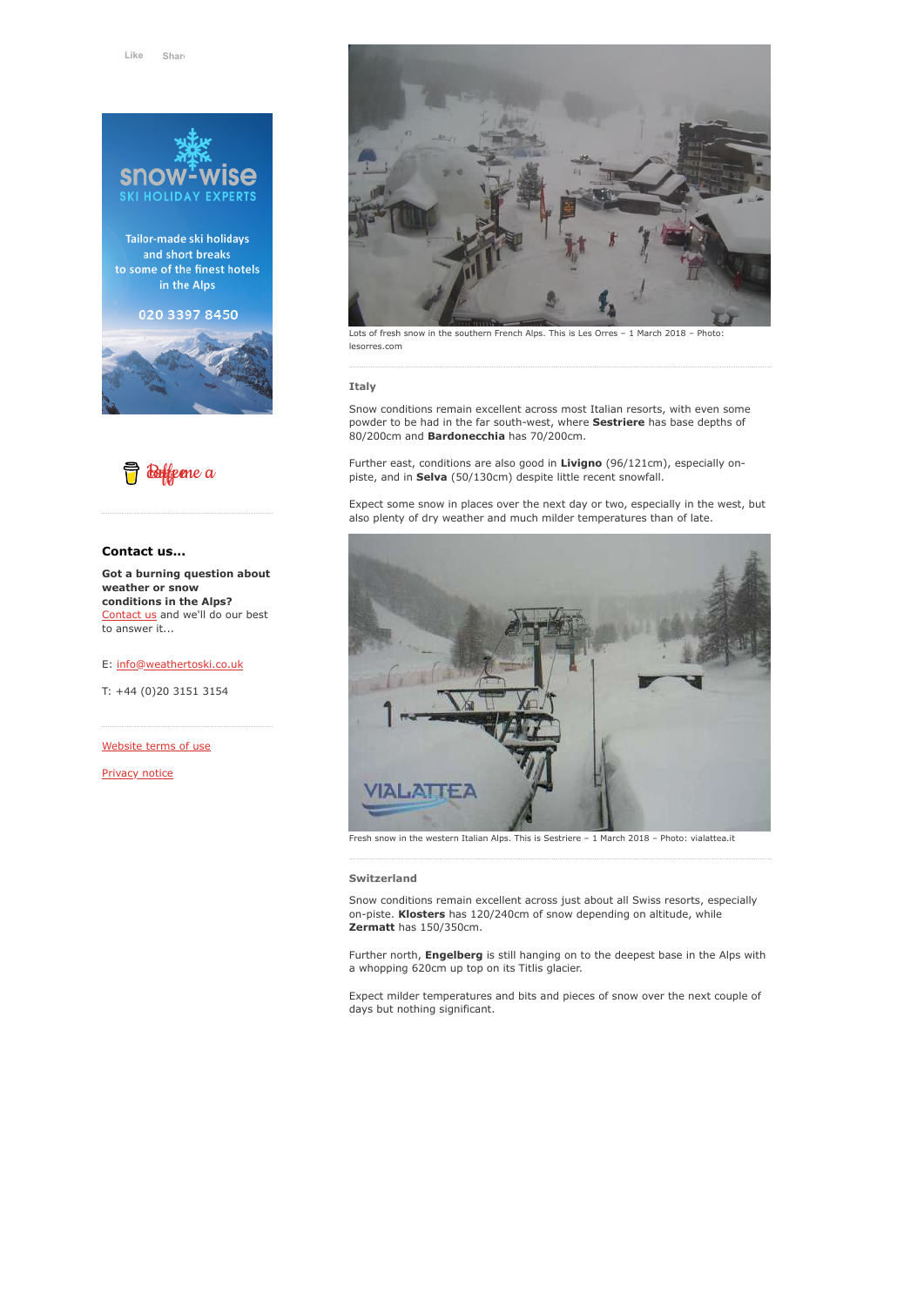Like Share

snow-wise
SKI HOLIDAY EXPERTS

Tailor-made ski holidays and short breaks to some of the finest hotels in the Alps

020 3397 8450

Lots of fresh snow in the southern French Alps. This is Les Orres – 1 March 2018 – Photo: lesorres.com

### Italy

Snow conditions remain excellent across most Italian resorts, with even some powder to be had in the far south-west, where **Sestriere** has base depths of 80/200cm and **Bardonecchia** has 70/200cm.

Further east, conditions are also good in **Livigno** (96/121cm), especially on-piste, and in **Selva** (50/130cm) despite little recent snowfall.

Expect some snow in places over the next day or two, especially in the west, but also plenty of dry weather and much milder temperatures than of late.

Fresh snow in the western Italian Alps. This is Sestriere – 1 March 2018 – Photo: vialattea.it

### Switzerland

Snow conditions remain excellent across just about all Swiss resorts, especially on-piste. **Klosters** has 120/240cm of snow depending on altitude, while **Zermatt** has 150/350cm.

Further north, **Engelberg** is still hanging on to the deepest base in the Alps with a whopping 620cm up top on its Titlis glacier.

Expect milder temperatures and bits and pieces of snow over the next couple of days but nothing significant.

### Contact us...

**Got a burning question about weather or snow conditions in the Alps?** Contact us and we'll do our best to answer it...

E: info@weathertoski.co.uk

T: +44 (0)20 3151 3154

Website terms of use

Privacy notice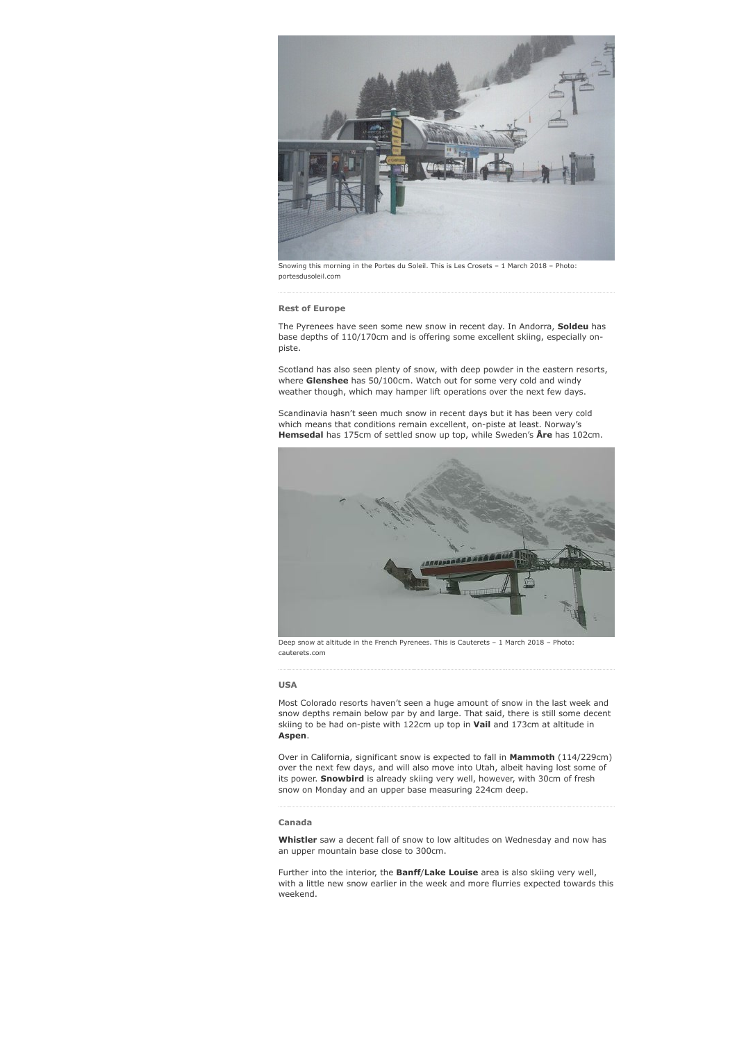Snowing this morning in the Portes du Soleil. This is Les Crosets – 1 March 2018 – Photo: portesdusoleil.com

#### Rest of Europe

The Pyrenees have seen some new snow in recent day. In Andorra, **Soldeu** has base depths of 110/170cm and is offering some excellent skiing, especially on-piste.

Scotland has also seen plenty of snow, with deep powder in the eastern resorts, where **Glenshee** has 50/100cm. Watch out for some very cold and windy weather though, which may hamper lift operations over the next few days.

Scandinavia hasn't seen much snow in recent days but it has been very cold which means that conditions remain excellent, on-piste at least. Norway's **Hemsedal** has 175cm of settled snow up top, while Sweden's **Åre** has 102cm.

Deep snow at altitude in the French Pyrenees. This is Cauterets – 1 March 2018 – Photo: cauterets.com

#### USA

Most Colorado resorts haven't seen a huge amount of snow in the last week and snow depths remain below par by and large. That said, there is still some decent skiing to be had on-piste with 122cm up top in **Vail** and 173cm at altitude in **Aspen**.

Over in California, significant snow is expected to fall in **Mammoth** (114/229cm) over the next few days, and will also move into Utah, albeit having lost some of its power. **Snowbird** is already skiing very well, however, with 30cm of fresh snow on Monday and an upper base measuring 224cm deep.

#### Canada

**Whistler** saw a decent fall of snow to low altitudes on Wednesday and now has an upper mountain base close to 300cm.

Further into the interior, the **Banff**/**Lake Louise** area is also skiing very well, with a little new snow earlier in the week and more flurries expected towards this weekend.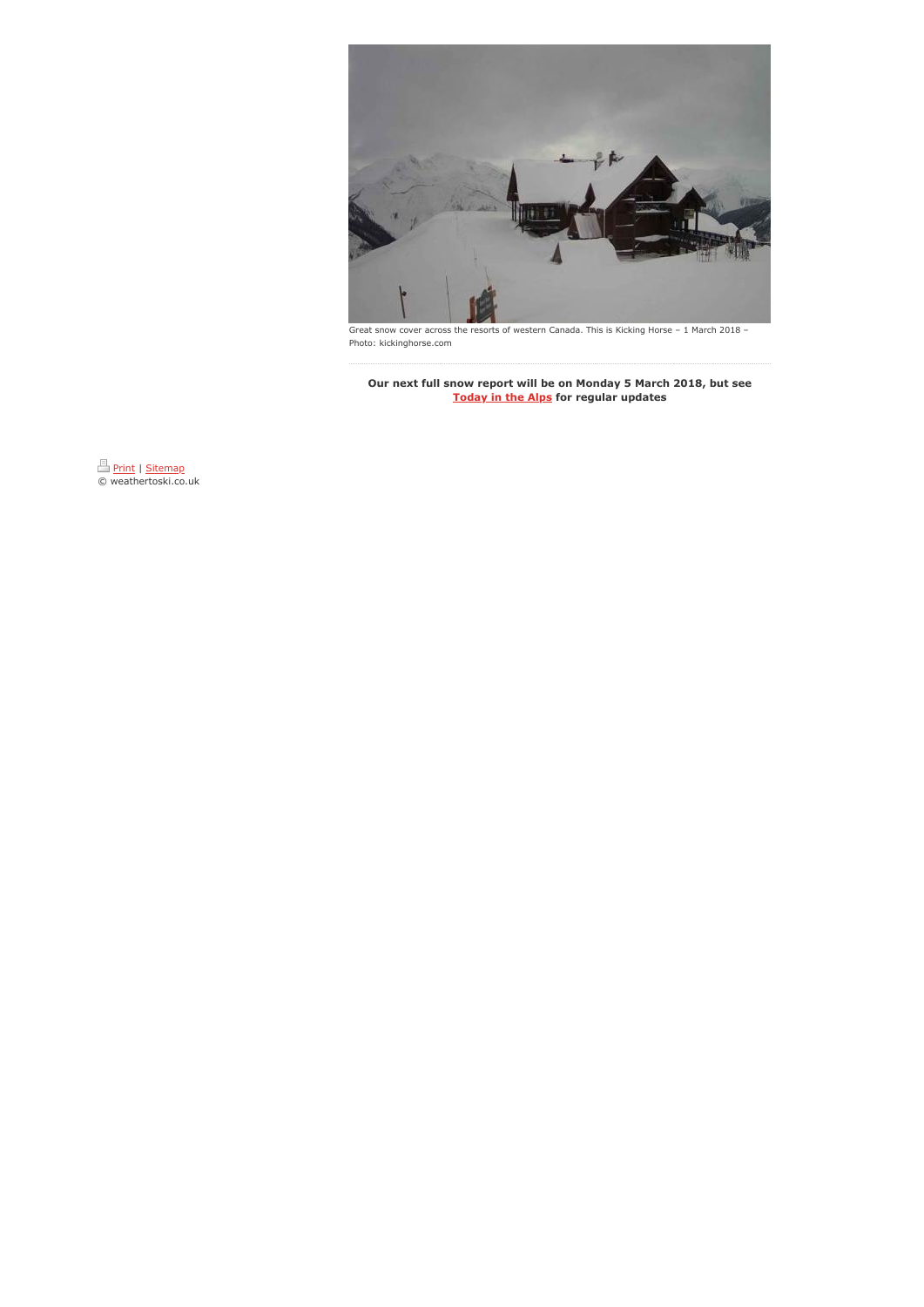Great snow cover across the resorts of western Canada. This is Kicking Horse – 1 March 2018 – Photo: kickinghorse.com

**Our next full snow report will be on Monday 5 March 2018, but see Today in the Alps for regular updates**

Print | Sitemap
© weathertoski.co.uk